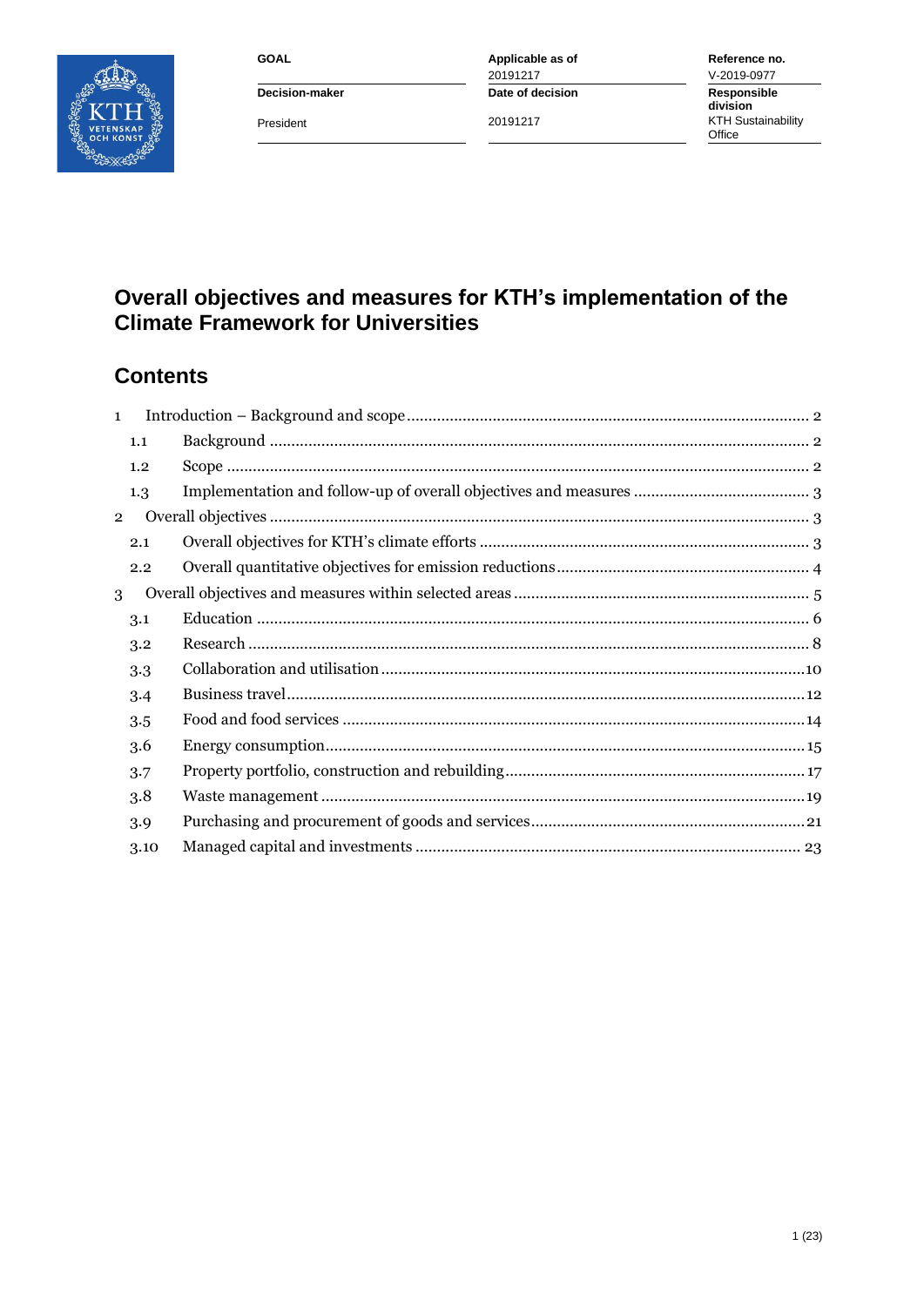| GOAL | Applicable as of | Reference no. |
| --- | --- | --- |
| | 20191217 | V-2019-0977 |
| Decision-maker | Date of decision | Responsible division |
| President | 20191217 | KTH Sustainability Office |

# Overall objectives and measures for KTH's implementation of the Climate Framework for Universities

## Contents

1 Introduction – Background and scope ..... 2
- 1.1 Background ..... 2
- 1.2 Scope ..... 2
- 1.3 Implementation and follow-up of overall objectives and measures ..... 3

2 Overall objectives ..... 3
- 2.1 Overall objectives for KTH's climate efforts ..... 3
- 2.2 Overall quantitative objectives for emission reductions ..... 4

3 Overall objectives and measures within selected areas ..... 5
- 3.1 Education ..... 6
- 3.2 Research ..... 8
- 3.3 Collaboration and utilisation ..... 10
- 3.4 Business travel ..... 12
- 3.5 Food and food services ..... 14
- 3.6 Energy consumption ..... 15
- 3.7 Property portfolio, construction and rebuilding ..... 17
- 3.8 Waste management ..... 19
- 3.9 Purchasing and procurement of goods and services ..... 21
- 3.10 Managed capital and investments ..... 23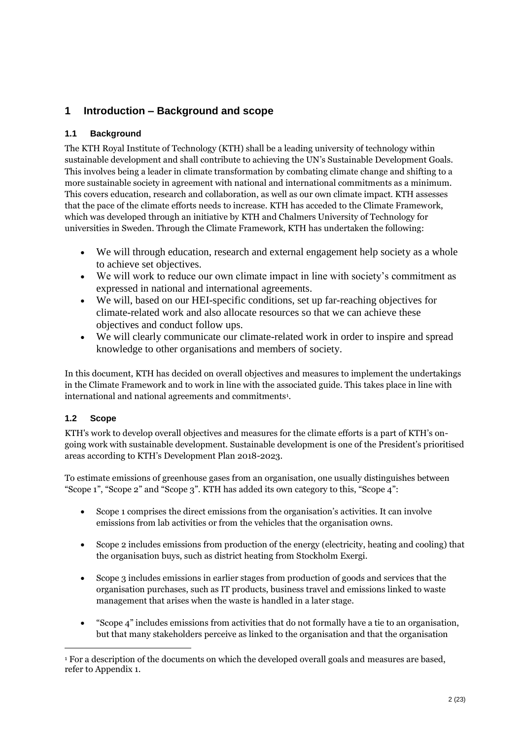# 1 Introduction – Background and scope

## 1.1 Background

The KTH Royal Institute of Technology (KTH) shall be a leading university of technology within sustainable development and shall contribute to achieving the UN's Sustainable Development Goals. This involves being a leader in climate transformation by combating climate change and shifting to a more sustainable society in agreement with national and international commitments as a minimum. This covers education, research and collaboration, as well as our own climate impact. KTH assesses that the pace of the climate efforts needs to increase. KTH has acceded to the Climate Framework, which was developed through an initiative by KTH and Chalmers University of Technology for universities in Sweden. Through the Climate Framework, KTH has undertaken the following:

- We will through education, research and external engagement help society as a whole to achieve set objectives.
- We will work to reduce our own climate impact in line with society's commitment as expressed in national and international agreements.
- We will, based on our HEI-specific conditions, set up far-reaching objectives for climate-related work and also allocate resources so that we can achieve these objectives and conduct follow ups.
- We will clearly communicate our climate-related work in order to inspire and spread knowledge to other organisations and members of society.

In this document, KTH has decided on overall objectives and measures to implement the undertakings in the Climate Framework and to work in line with the associated guide. This takes place in line with international and national agreements and commitments[1].

## 1.2 Scope

KTH's work to develop overall objectives and measures for the climate efforts is a part of KTH's on-going work with sustainable development. Sustainable development is one of the President's prioritised areas according to KTH's Development Plan 2018-2023.

To estimate emissions of greenhouse gases from an organisation, one usually distinguishes between "Scope 1", "Scope 2" and "Scope 3". KTH has added its own category to this, "Scope 4":

- Scope 1 comprises the direct emissions from the organisation's activities. It can involve emissions from lab activities or from the vehicles that the organisation owns.
- Scope 2 includes emissions from production of the energy (electricity, heating and cooling) that the organisation buys, such as district heating from Stockholm Exergi.
- Scope 3 includes emissions in earlier stages from production of goods and services that the organisation purchases, such as IT products, business travel and emissions linked to waste management that arises when the waste is handled in a later stage.
- "Scope 4" includes emissions from activities that do not formally have a tie to an organisation, but that many stakeholders perceive as linked to the organisation and that the organisation

[1] For a description of the documents on which the developed overall goals and measures are based, refer to Appendix 1.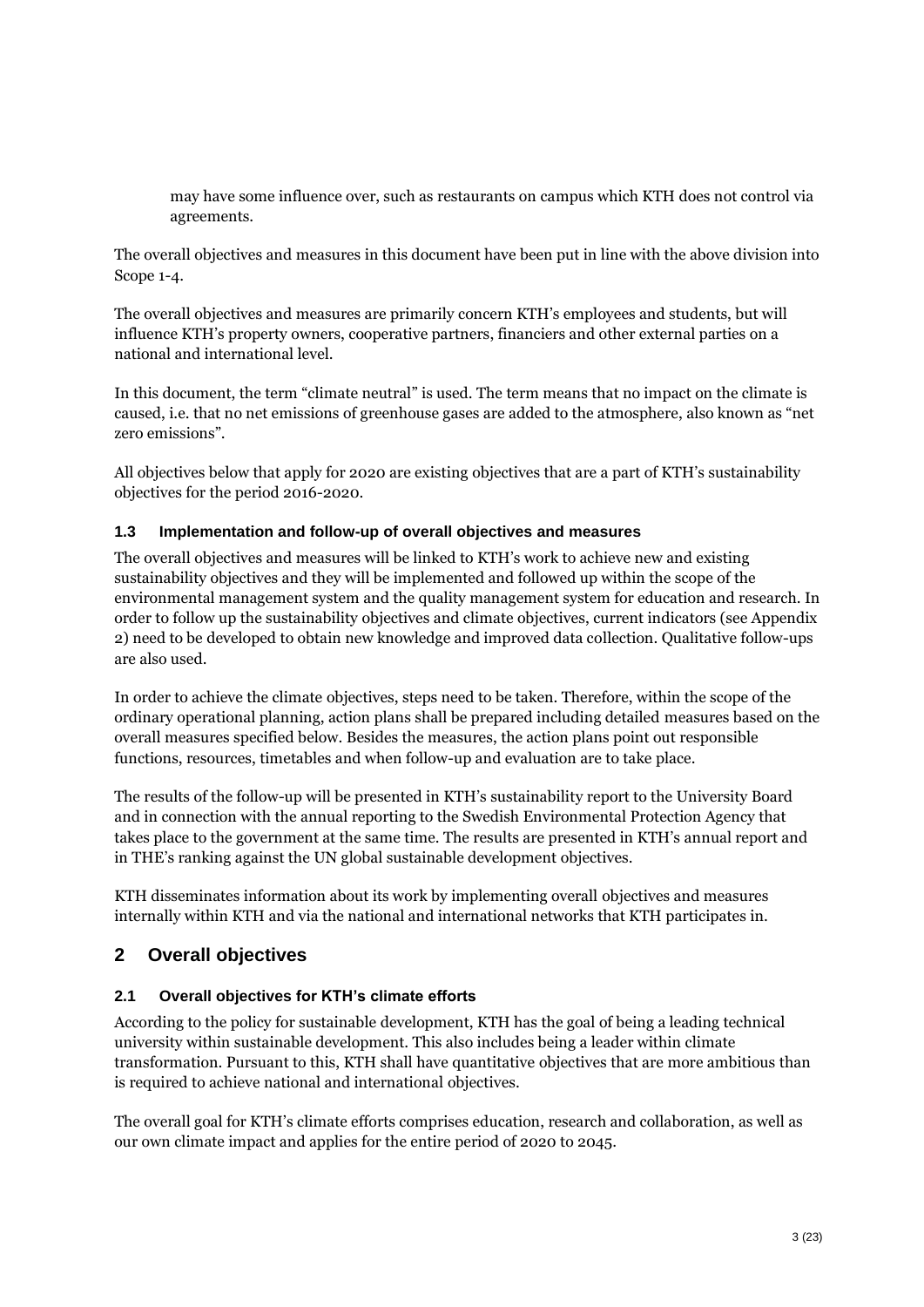may have some influence over, such as restaurants on campus which KTH does not control via agreements.

The overall objectives and measures in this document have been put in line with the above division into Scope 1-4.

The overall objectives and measures are primarily concern KTH's employees and students, but will influence KTH's property owners, cooperative partners, financiers and other external parties on a national and international level.

In this document, the term "climate neutral" is used. The term means that no impact on the climate is caused, i.e. that no net emissions of greenhouse gases are added to the atmosphere, also known as "net zero emissions".

All objectives below that apply for 2020 are existing objectives that are a part of KTH's sustainability objectives for the period 2016-2020.

### 1.3 Implementation and follow-up of overall objectives and measures

The overall objectives and measures will be linked to KTH's work to achieve new and existing sustainability objectives and they will be implemented and followed up within the scope of the environmental management system and the quality management system for education and research. In order to follow up the sustainability objectives and climate objectives, current indicators (see Appendix 2) need to be developed to obtain new knowledge and improved data collection. Qualitative follow-ups are also used.

In order to achieve the climate objectives, steps need to be taken. Therefore, within the scope of the ordinary operational planning, action plans shall be prepared including detailed measures based on the overall measures specified below. Besides the measures, the action plans point out responsible functions, resources, timetables and when follow-up and evaluation are to take place.

The results of the follow-up will be presented in KTH's sustainability report to the University Board and in connection with the annual reporting to the Swedish Environmental Protection Agency that takes place to the government at the same time. The results are presented in KTH's annual report and in THE's ranking against the UN global sustainable development objectives.

KTH disseminates information about its work by implementing overall objectives and measures internally within KTH and via the national and international networks that KTH participates in.

## 2 Overall objectives

### 2.1 Overall objectives for KTH's climate efforts

According to the policy for sustainable development, KTH has the goal of being a leading technical university within sustainable development. This also includes being a leader within climate transformation. Pursuant to this, KTH shall have quantitative objectives that are more ambitious than is required to achieve national and international objectives.

The overall goal for KTH's climate efforts comprises education, research and collaboration, as well as our own climate impact and applies for the entire period of 2020 to 2045.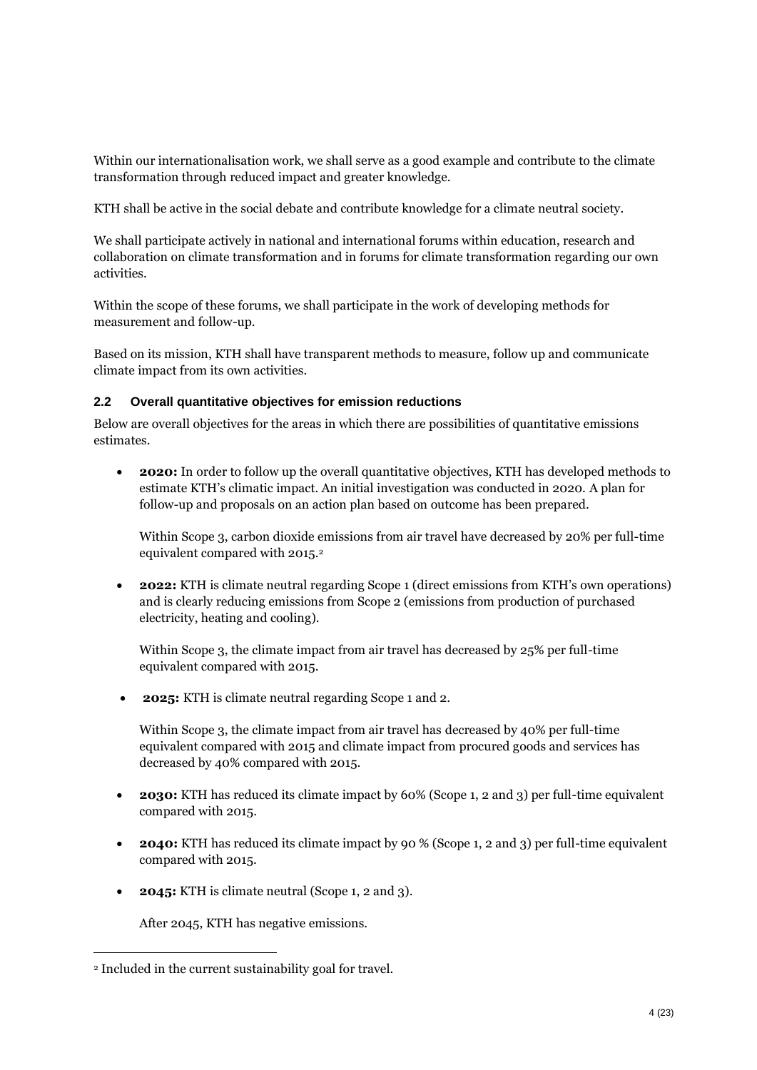Within our internationalisation work, we shall serve as a good example and contribute to the climate transformation through reduced impact and greater knowledge.

KTH shall be active in the social debate and contribute knowledge for a climate neutral society.

We shall participate actively in national and international forums within education, research and collaboration on climate transformation and in forums for climate transformation regarding our own activities.

Within the scope of these forums, we shall participate in the work of developing methods for measurement and follow-up.

Based on its mission, KTH shall have transparent methods to measure, follow up and communicate climate impact from its own activities.

### 2.2 Overall quantitative objectives for emission reductions

Below are overall objectives for the areas in which there are possibilities of quantitative emissions estimates.

- **2020:** In order to follow up the overall quantitative objectives, KTH has developed methods to estimate KTH's climatic impact. An initial investigation was conducted in 2020. A plan for follow-up and proposals on an action plan based on outcome has been prepared.

  Within Scope 3, carbon dioxide emissions from air travel have decreased by 20% per full-time equivalent compared with 2015.[2]

- **2022:** KTH is climate neutral regarding Scope 1 (direct emissions from KTH's own operations) and is clearly reducing emissions from Scope 2 (emissions from production of purchased electricity, heating and cooling).

  Within Scope 3, the climate impact from air travel has decreased by 25% per full-time equivalent compared with 2015.

- **2025:** KTH is climate neutral regarding Scope 1 and 2.

  Within Scope 3, the climate impact from air travel has decreased by 40% per full-time equivalent compared with 2015 and climate impact from procured goods and services has decreased by 40% compared with 2015.

- **2030:** KTH has reduced its climate impact by 60% (Scope 1, 2 and 3) per full-time equivalent compared with 2015.

- **2040:** KTH has reduced its climate impact by 90 % (Scope 1, 2 and 3) per full-time equivalent compared with 2015.

- **2045:** KTH is climate neutral (Scope 1, 2 and 3).

  After 2045, KTH has negative emissions.

---

[2] Included in the current sustainability goal for travel.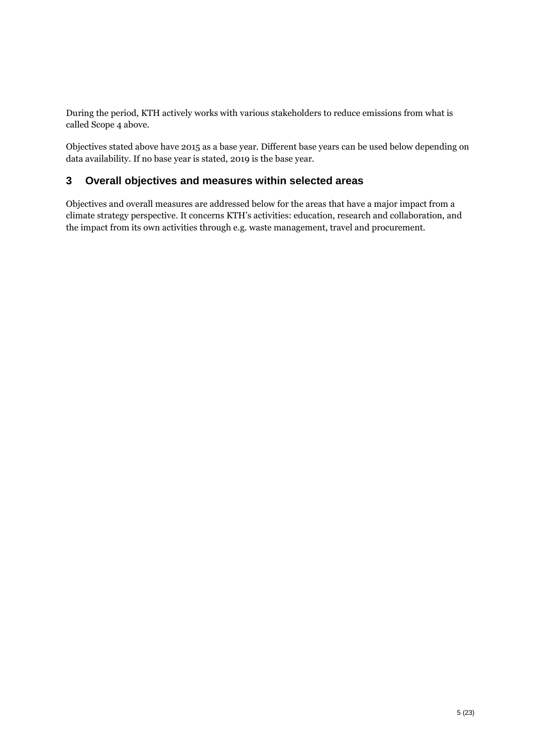During the period, KTH actively works with various stakeholders to reduce emissions from what is called Scope 4 above.

Objectives stated above have 2015 as a base year. Different base years can be used below depending on data availability. If no base year is stated, 2019 is the base year.

## 3 Overall objectives and measures within selected areas

Objectives and overall measures are addressed below for the areas that have a major impact from a climate strategy perspective. It concerns KTH's activities: education, research and collaboration, and the impact from its own activities through e.g. waste management, travel and procurement.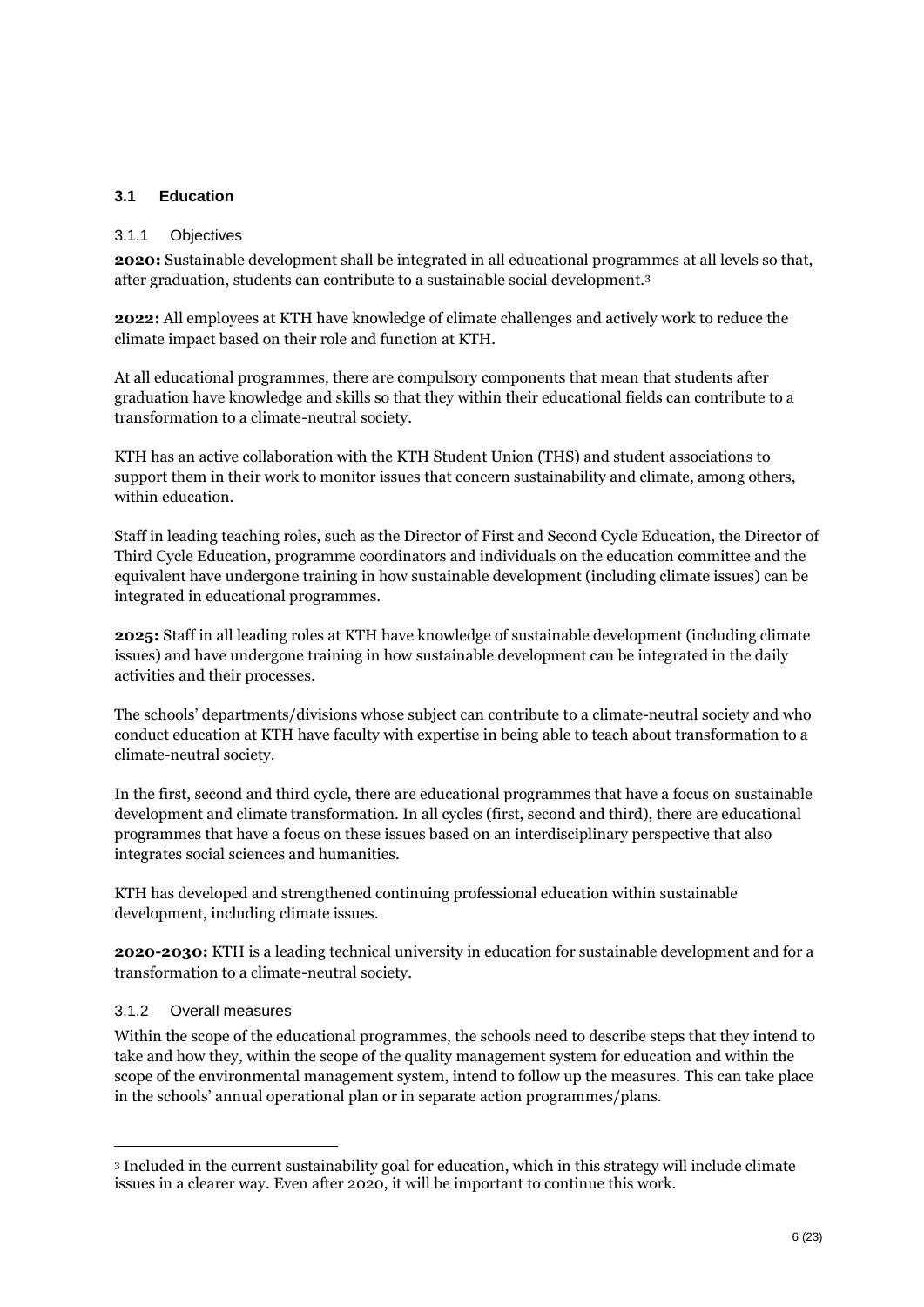### 3.1 Education

#### 3.1.1 Objectives

**2020:** Sustainable development shall be integrated in all educational programmes at all levels so that, after graduation, students can contribute to a sustainable social development.[3]

**2022:** All employees at KTH have knowledge of climate challenges and actively work to reduce the climate impact based on their role and function at KTH.

At all educational programmes, there are compulsory components that mean that students after graduation have knowledge and skills so that they within their educational fields can contribute to a transformation to a climate-neutral society.

KTH has an active collaboration with the KTH Student Union (THS) and student associations to support them in their work to monitor issues that concern sustainability and climate, among others, within education.

Staff in leading teaching roles, such as the Director of First and Second Cycle Education, the Director of Third Cycle Education, programme coordinators and individuals on the education committee and the equivalent have undergone training in how sustainable development (including climate issues) can be integrated in educational programmes.

**2025:** Staff in all leading roles at KTH have knowledge of sustainable development (including climate issues) and have undergone training in how sustainable development can be integrated in the daily activities and their processes.

The schools' departments/divisions whose subject can contribute to a climate-neutral society and who conduct education at KTH have faculty with expertise in being able to teach about transformation to a climate-neutral society.

In the first, second and third cycle, there are educational programmes that have a focus on sustainable development and climate transformation. In all cycles (first, second and third), there are educational programmes that have a focus on these issues based on an interdisciplinary perspective that also integrates social sciences and humanities.

KTH has developed and strengthened continuing professional education within sustainable development, including climate issues.

**2020-2030:** KTH is a leading technical university in education for sustainable development and for a transformation to a climate-neutral society.

#### 3.1.2 Overall measures

Within the scope of the educational programmes, the schools need to describe steps that they intend to take and how they, within the scope of the quality management system for education and within the scope of the environmental management system, intend to follow up the measures. This can take place in the schools' annual operational plan or in separate action programmes/plans.

---

[3] Included in the current sustainability goal for education, which in this strategy will include climate issues in a clearer way. Even after 2020, it will be important to continue this work.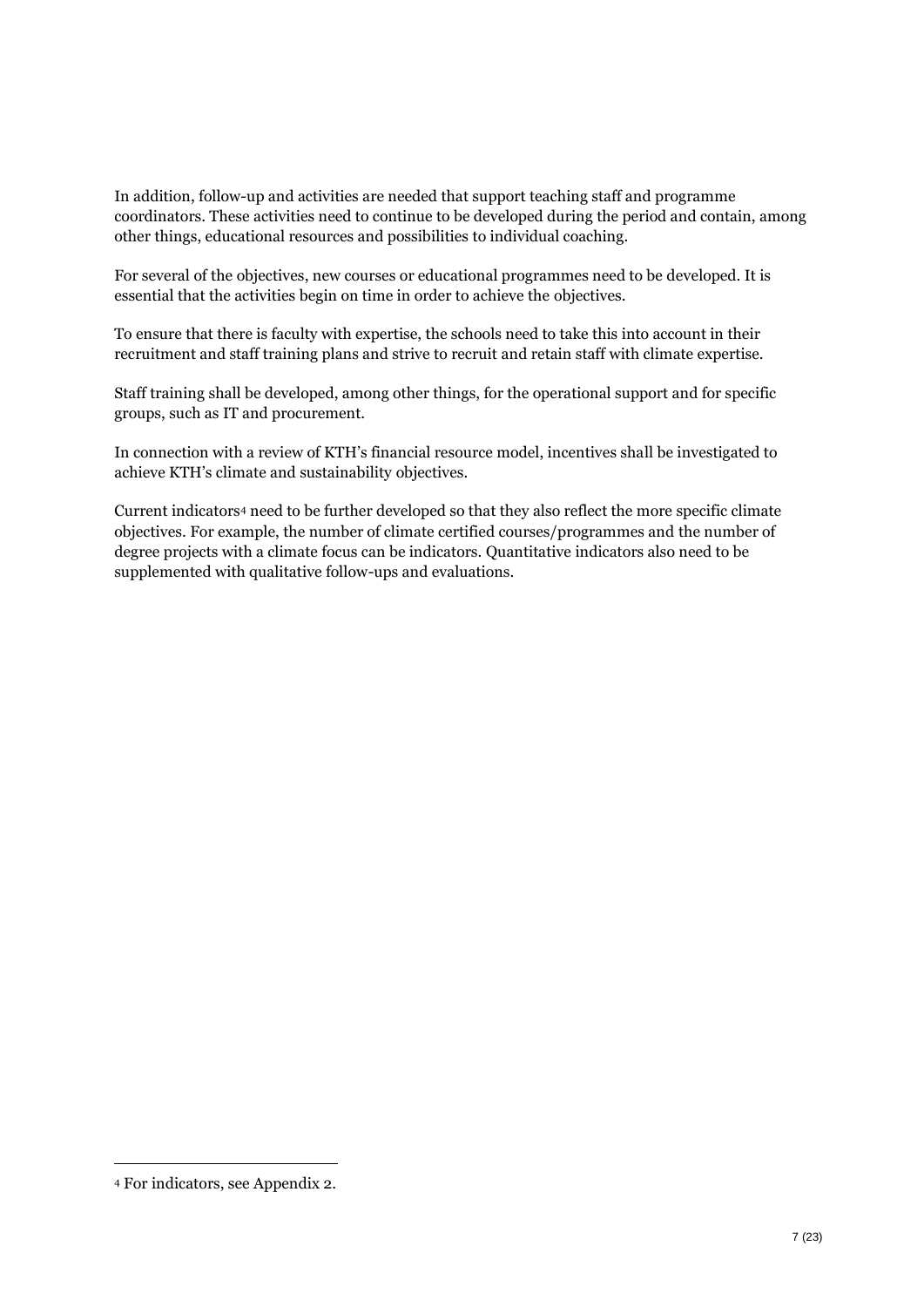In addition, follow-up and activities are needed that support teaching staff and programme coordinators. These activities need to continue to be developed during the period and contain, among other things, educational resources and possibilities to individual coaching.

For several of the objectives, new courses or educational programmes need to be developed. It is essential that the activities begin on time in order to achieve the objectives.

To ensure that there is faculty with expertise, the schools need to take this into account in their recruitment and staff training plans and strive to recruit and retain staff with climate expertise.

Staff training shall be developed, among other things, for the operational support and for specific groups, such as IT and procurement.

In connection with a review of KTH's financial resource model, incentives shall be investigated to achieve KTH's climate and sustainability objectives.

Current indicators[4] need to be further developed so that they also reflect the more specific climate objectives. For example, the number of climate certified courses/programmes and the number of degree projects with a climate focus can be indicators. Quantitative indicators also need to be supplemented with qualitative follow-ups and evaluations.

---

[4] For indicators, see Appendix 2.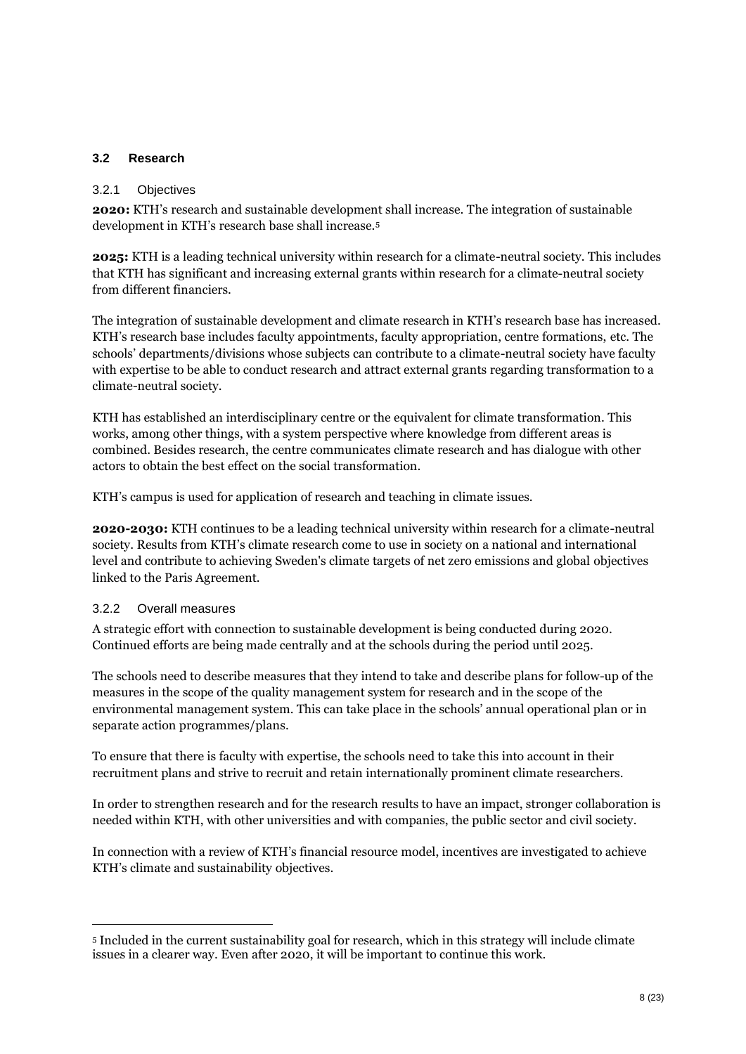### 3.2 Research

#### 3.2.1 Objectives

**2020:** KTH's research and sustainable development shall increase. The integration of sustainable development in KTH's research base shall increase.[5]

**2025:** KTH is a leading technical university within research for a climate-neutral society. This includes that KTH has significant and increasing external grants within research for a climate-neutral society from different financiers.

The integration of sustainable development and climate research in KTH's research base has increased. KTH's research base includes faculty appointments, faculty appropriation, centre formations, etc. The schools' departments/divisions whose subjects can contribute to a climate-neutral society have faculty with expertise to be able to conduct research and attract external grants regarding transformation to a climate-neutral society.

KTH has established an interdisciplinary centre or the equivalent for climate transformation. This works, among other things, with a system perspective where knowledge from different areas is combined. Besides research, the centre communicates climate research and has dialogue with other actors to obtain the best effect on the social transformation.

KTH's campus is used for application of research and teaching in climate issues.

**2020-2030:** KTH continues to be a leading technical university within research for a climate-neutral society. Results from KTH's climate research come to use in society on a national and international level and contribute to achieving Sweden's climate targets of net zero emissions and global objectives linked to the Paris Agreement.

#### 3.2.2 Overall measures

A strategic effort with connection to sustainable development is being conducted during 2020. Continued efforts are being made centrally and at the schools during the period until 2025.

The schools need to describe measures that they intend to take and describe plans for follow-up of the measures in the scope of the quality management system for research and in the scope of the environmental management system. This can take place in the schools' annual operational plan or in separate action programmes/plans.

To ensure that there is faculty with expertise, the schools need to take this into account in their recruitment plans and strive to recruit and retain internationally prominent climate researchers.

In order to strengthen research and for the research results to have an impact, stronger collaboration is needed within KTH, with other universities and with companies, the public sector and civil society.

In connection with a review of KTH's financial resource model, incentives are investigated to achieve KTH's climate and sustainability objectives.

---

[5] Included in the current sustainability goal for research, which in this strategy will include climate issues in a clearer way. Even after 2020, it will be important to continue this work.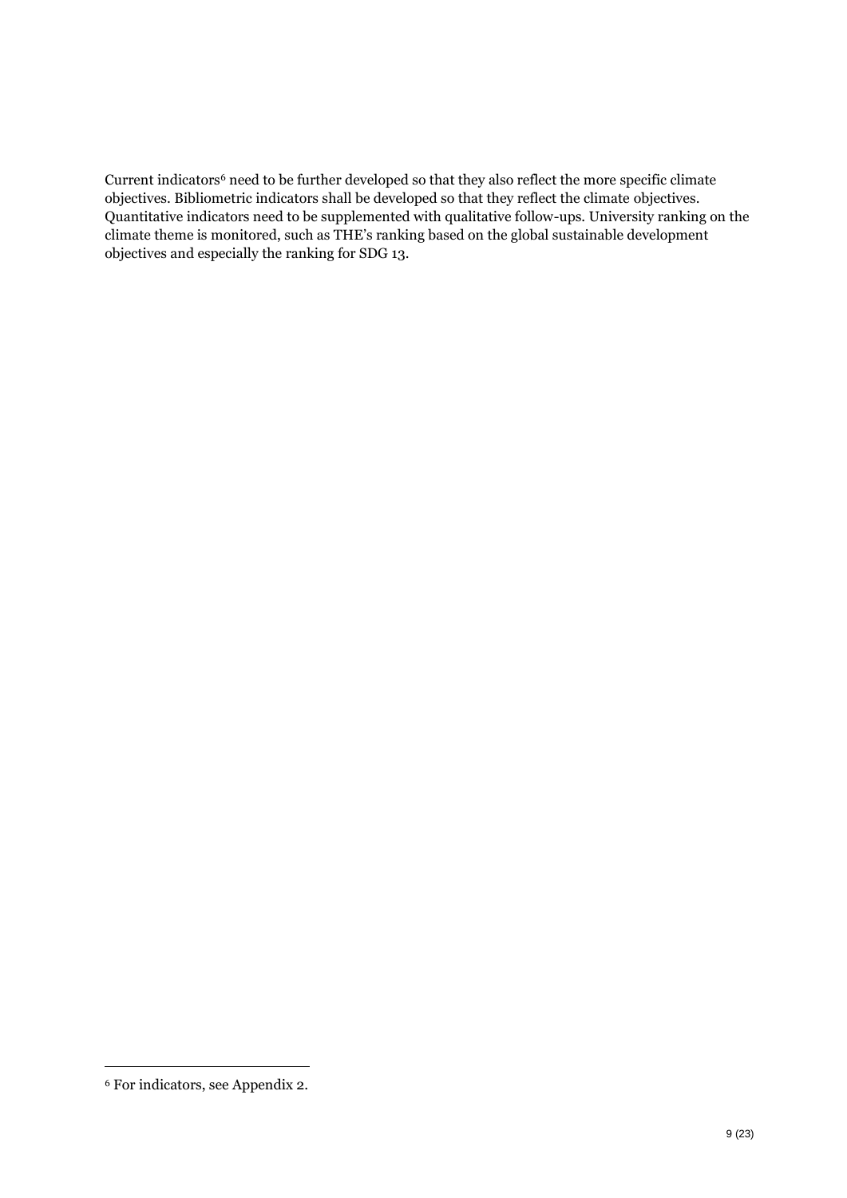Current indicators[6] need to be further developed so that they also reflect the more specific climate objectives. Bibliometric indicators shall be developed so that they reflect the climate objectives. Quantitative indicators need to be supplemented with qualitative follow-ups. University ranking on the climate theme is monitored, such as THE's ranking based on the global sustainable development objectives and especially the ranking for SDG 13.

---

[6] For indicators, see Appendix 2.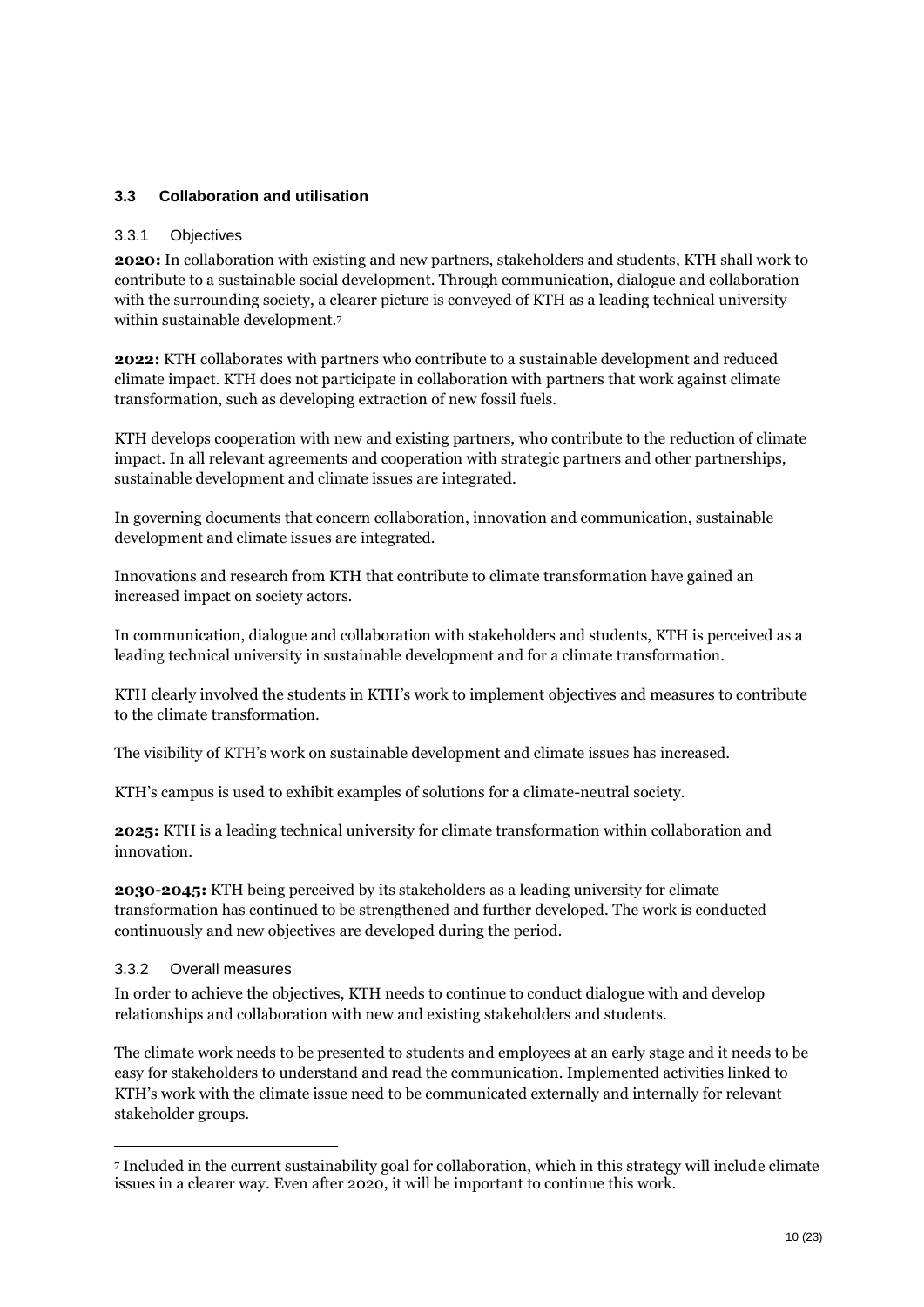### 3.3 Collaboration and utilisation

#### 3.3.1 Objectives

**2020:** In collaboration with existing and new partners, stakeholders and students, KTH shall work to contribute to a sustainable social development. Through communication, dialogue and collaboration with the surrounding society, a clearer picture is conveyed of KTH as a leading technical university within sustainable development.[7]

**2022:** KTH collaborates with partners who contribute to a sustainable development and reduced climate impact. KTH does not participate in collaboration with partners that work against climate transformation, such as developing extraction of new fossil fuels.

KTH develops cooperation with new and existing partners, who contribute to the reduction of climate impact. In all relevant agreements and cooperation with strategic partners and other partnerships, sustainable development and climate issues are integrated.

In governing documents that concern collaboration, innovation and communication, sustainable development and climate issues are integrated.

Innovations and research from KTH that contribute to climate transformation have gained an increased impact on society actors.

In communication, dialogue and collaboration with stakeholders and students, KTH is perceived as a leading technical university in sustainable development and for a climate transformation.

KTH clearly involved the students in KTH's work to implement objectives and measures to contribute to the climate transformation.

The visibility of KTH's work on sustainable development and climate issues has increased.

KTH's campus is used to exhibit examples of solutions for a climate-neutral society.

**2025:** KTH is a leading technical university for climate transformation within collaboration and innovation.

**2030-2045:** KTH being perceived by its stakeholders as a leading university for climate transformation has continued to be strengthened and further developed. The work is conducted continuously and new objectives are developed during the period.

#### 3.3.2 Overall measures

In order to achieve the objectives, KTH needs to continue to conduct dialogue with and develop relationships and collaboration with new and existing stakeholders and students.

The climate work needs to be presented to students and employees at an early stage and it needs to be easy for stakeholders to understand and read the communication. Implemented activities linked to KTH's work with the climate issue need to be communicated externally and internally for relevant stakeholder groups.

---

[7] Included in the current sustainability goal for collaboration, which in this strategy will include climate issues in a clearer way. Even after 2020, it will be important to continue this work.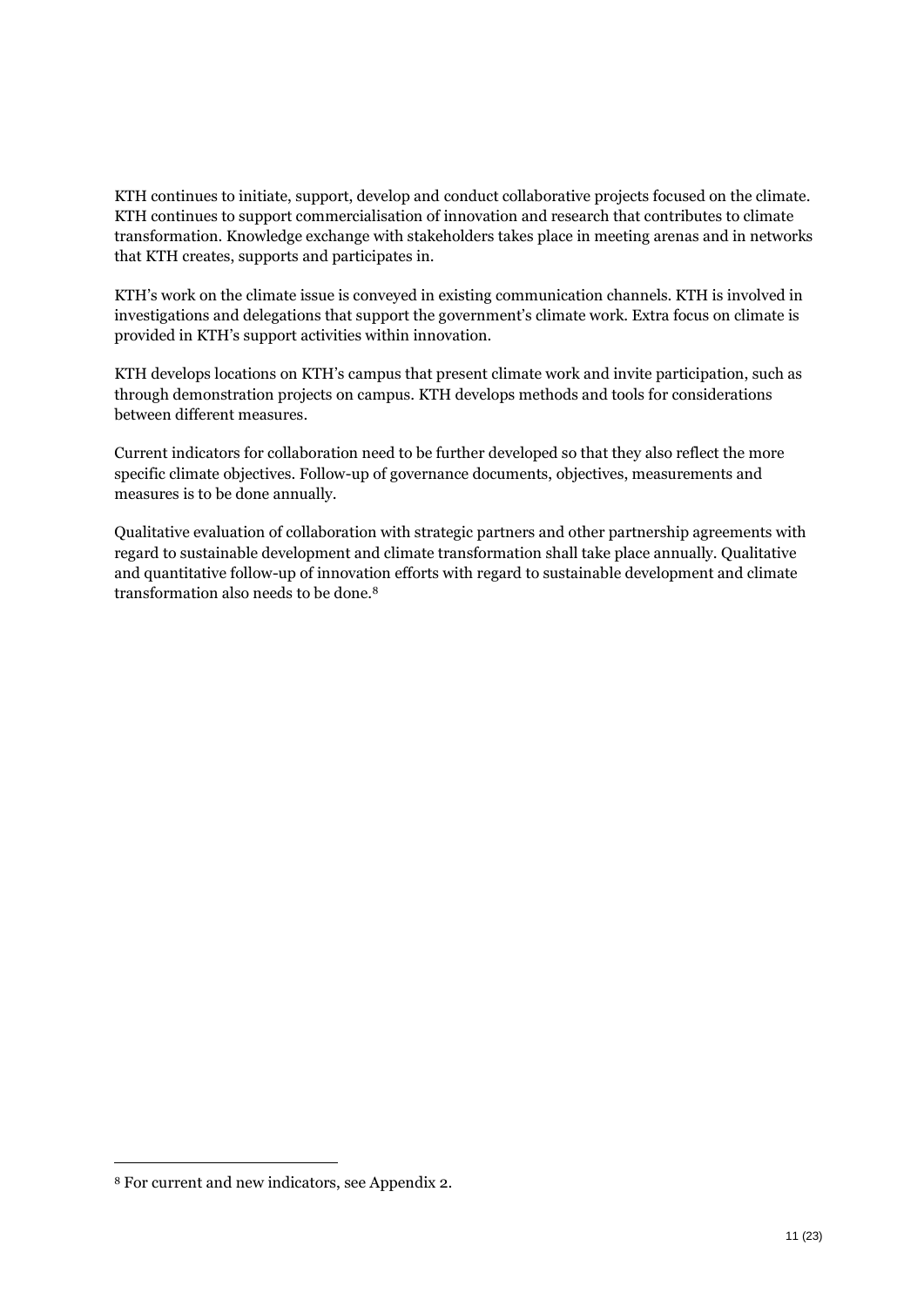KTH continues to initiate, support, develop and conduct collaborative projects focused on the climate. KTH continues to support commercialisation of innovation and research that contributes to climate transformation. Knowledge exchange with stakeholders takes place in meeting arenas and in networks that KTH creates, supports and participates in.

KTH's work on the climate issue is conveyed in existing communication channels. KTH is involved in investigations and delegations that support the government's climate work. Extra focus on climate is provided in KTH's support activities within innovation.

KTH develops locations on KTH's campus that present climate work and invite participation, such as through demonstration projects on campus. KTH develops methods and tools for considerations between different measures.

Current indicators for collaboration need to be further developed so that they also reflect the more specific climate objectives. Follow-up of governance documents, objectives, measurements and measures is to be done annually.

Qualitative evaluation of collaboration with strategic partners and other partnership agreements with regard to sustainable development and climate transformation shall take place annually. Qualitative and quantitative follow-up of innovation efforts with regard to sustainable development and climate transformation also needs to be done.[8]

[8] For current and new indicators, see Appendix 2.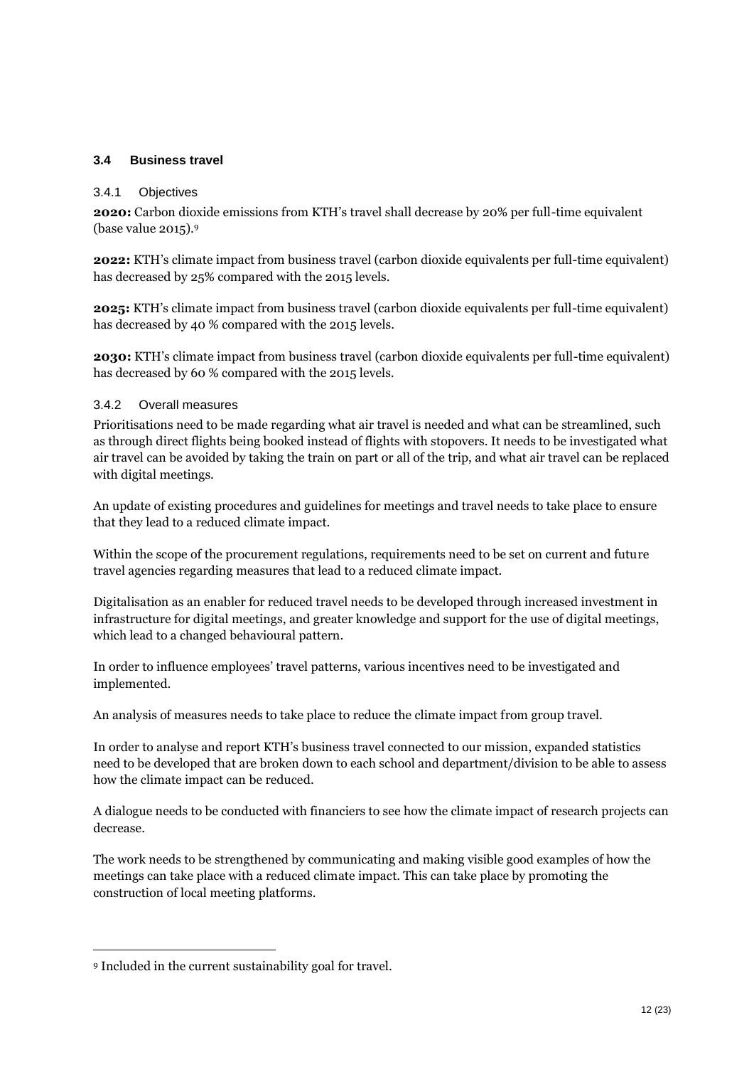### 3.4 Business travel

#### 3.4.1 Objectives

**2020:** Carbon dioxide emissions from KTH's travel shall decrease by 20% per full-time equivalent (base value 2015).[9]

**2022:** KTH's climate impact from business travel (carbon dioxide equivalents per full-time equivalent) has decreased by 25% compared with the 2015 levels.

**2025:** KTH's climate impact from business travel (carbon dioxide equivalents per full-time equivalent) has decreased by 40 % compared with the 2015 levels.

**2030:** KTH's climate impact from business travel (carbon dioxide equivalents per full-time equivalent) has decreased by 60 % compared with the 2015 levels.

#### 3.4.2 Overall measures

Prioritisations need to be made regarding what air travel is needed and what can be streamlined, such as through direct flights being booked instead of flights with stopovers. It needs to be investigated what air travel can be avoided by taking the train on part or all of the trip, and what air travel can be replaced with digital meetings.

An update of existing procedures and guidelines for meetings and travel needs to take place to ensure that they lead to a reduced climate impact.

Within the scope of the procurement regulations, requirements need to be set on current and future travel agencies regarding measures that lead to a reduced climate impact.

Digitalisation as an enabler for reduced travel needs to be developed through increased investment in infrastructure for digital meetings, and greater knowledge and support for the use of digital meetings, which lead to a changed behavioural pattern.

In order to influence employees' travel patterns, various incentives need to be investigated and implemented.

An analysis of measures needs to take place to reduce the climate impact from group travel.

In order to analyse and report KTH's business travel connected to our mission, expanded statistics need to be developed that are broken down to each school and department/division to be able to assess how the climate impact can be reduced.

A dialogue needs to be conducted with financiers to see how the climate impact of research projects can decrease.

The work needs to be strengthened by communicating and making visible good examples of how the meetings can take place with a reduced climate impact. This can take place by promoting the construction of local meeting platforms.

---

[9] Included in the current sustainability goal for travel.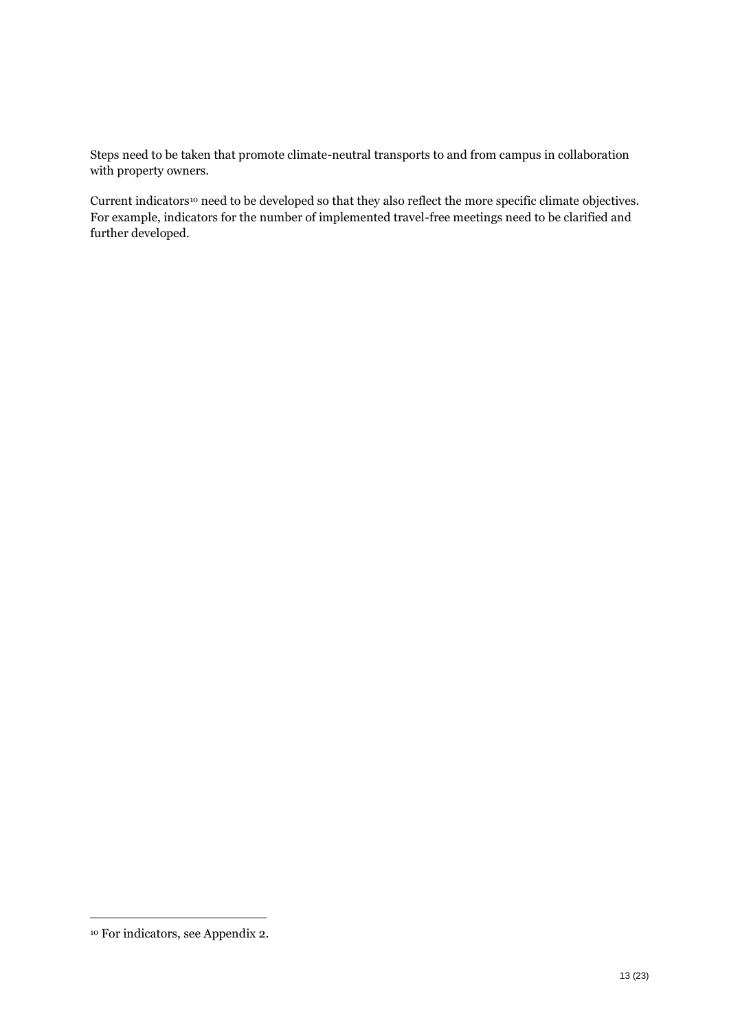Steps need to be taken that promote climate-neutral transports to and from campus in collaboration with property owners.

Current indicators[10] need to be developed so that they also reflect the more specific climate objectives. For example, indicators for the number of implemented travel-free meetings need to be clarified and further developed.

[10] For indicators, see Appendix 2.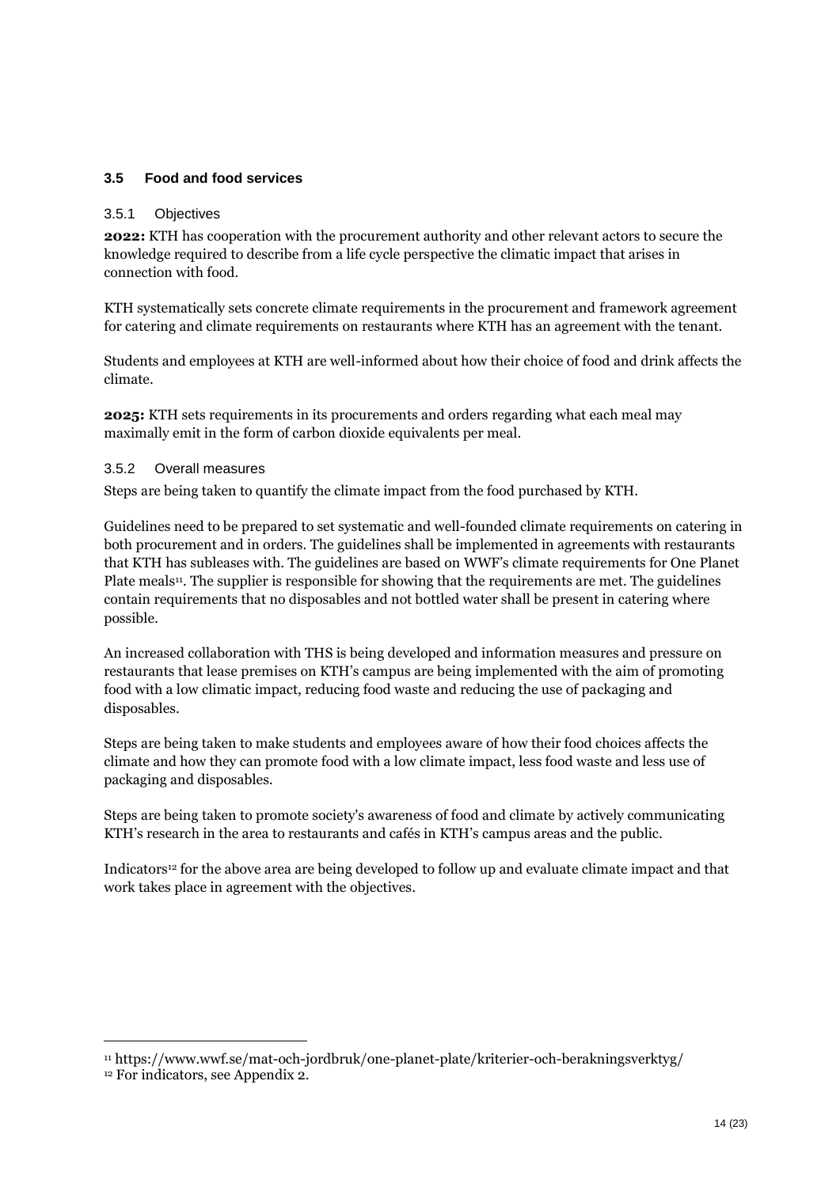## 3.5 Food and food services

### 3.5.1 Objectives

**2022:** KTH has cooperation with the procurement authority and other relevant actors to secure the knowledge required to describe from a life cycle perspective the climatic impact that arises in connection with food.

KTH systematically sets concrete climate requirements in the procurement and framework agreement for catering and climate requirements on restaurants where KTH has an agreement with the tenant.

Students and employees at KTH are well-informed about how their choice of food and drink affects the climate.

**2025:** KTH sets requirements in its procurements and orders regarding what each meal may maximally emit in the form of carbon dioxide equivalents per meal.

### 3.5.2 Overall measures

Steps are being taken to quantify the climate impact from the food purchased by KTH.

Guidelines need to be prepared to set systematic and well-founded climate requirements on catering in both procurement and in orders. The guidelines shall be implemented in agreements with restaurants that KTH has subleases with. The guidelines are based on WWF's climate requirements for One Planet Plate meals[11]. The supplier is responsible for showing that the requirements are met. The guidelines contain requirements that no disposables and not bottled water shall be present in catering where possible.

An increased collaboration with THS is being developed and information measures and pressure on restaurants that lease premises on KTH's campus are being implemented with the aim of promoting food with a low climatic impact, reducing food waste and reducing the use of packaging and disposables.

Steps are being taken to make students and employees aware of how their food choices affects the climate and how they can promote food with a low climate impact, less food waste and less use of packaging and disposables.

Steps are being taken to promote society's awareness of food and climate by actively communicating KTH's research in the area to restaurants and cafés in KTH's campus areas and the public.

Indicators[12] for the above area are being developed to follow up and evaluate climate impact and that work takes place in agreement with the objectives.

---

[11] https://www.wwf.se/mat-och-jordbruk/one-planet-plate/kriterier-och-berakningsverktyg/

[12] For indicators, see Appendix 2.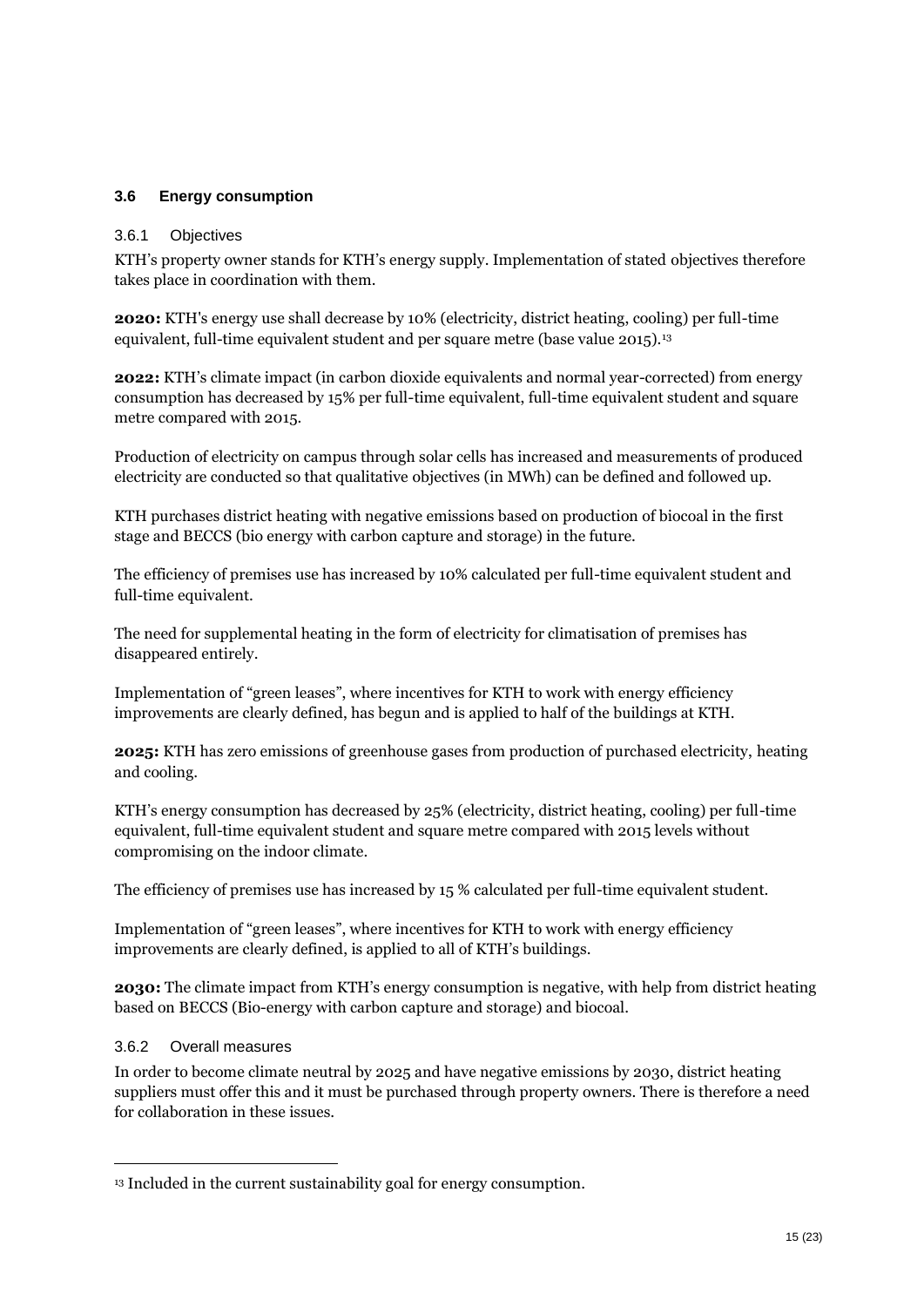### 3.6 Energy consumption

#### 3.6.1 Objectives

KTH's property owner stands for KTH's energy supply. Implementation of stated objectives therefore takes place in coordination with them.

**2020:** KTH's energy use shall decrease by 10% (electricity, district heating, cooling) per full-time equivalent, full-time equivalent student and per square metre (base value 2015).[13]

**2022:** KTH's climate impact (in carbon dioxide equivalents and normal year-corrected) from energy consumption has decreased by 15% per full-time equivalent, full-time equivalent student and square metre compared with 2015.

Production of electricity on campus through solar cells has increased and measurements of produced electricity are conducted so that qualitative objectives (in MWh) can be defined and followed up.

KTH purchases district heating with negative emissions based on production of biocoal in the first stage and BECCS (bio energy with carbon capture and storage) in the future.

The efficiency of premises use has increased by 10% calculated per full-time equivalent student and full-time equivalent.

The need for supplemental heating in the form of electricity for climatisation of premises has disappeared entirely.

Implementation of "green leases", where incentives for KTH to work with energy efficiency improvements are clearly defined, has begun and is applied to half of the buildings at KTH.

**2025:** KTH has zero emissions of greenhouse gases from production of purchased electricity, heating and cooling.

KTH's energy consumption has decreased by 25% (electricity, district heating, cooling) per full-time equivalent, full-time equivalent student and square metre compared with 2015 levels without compromising on the indoor climate.

The efficiency of premises use has increased by 15 % calculated per full-time equivalent student.

Implementation of "green leases", where incentives for KTH to work with energy efficiency improvements are clearly defined, is applied to all of KTH's buildings.

**2030:** The climate impact from KTH's energy consumption is negative, with help from district heating based on BECCS (Bio-energy with carbon capture and storage) and biocoal.

#### 3.6.2 Overall measures

In order to become climate neutral by 2025 and have negative emissions by 2030, district heating suppliers must offer this and it must be purchased through property owners. There is therefore a need for collaboration in these issues.

[13] Included in the current sustainability goal for energy consumption.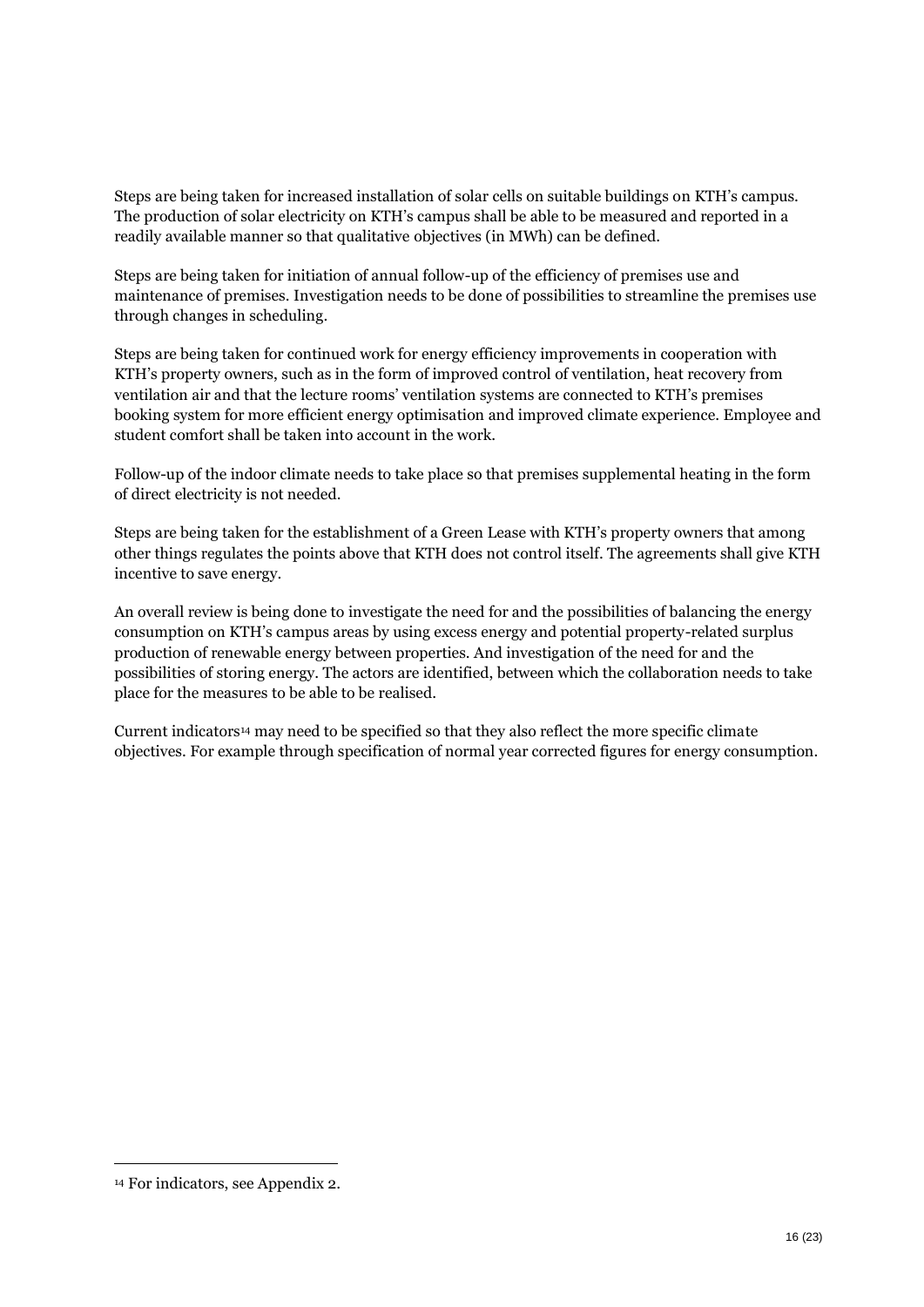Steps are being taken for increased installation of solar cells on suitable buildings on KTH's campus. The production of solar electricity on KTH's campus shall be able to be measured and reported in a readily available manner so that qualitative objectives (in MWh) can be defined.

Steps are being taken for initiation of annual follow-up of the efficiency of premises use and maintenance of premises. Investigation needs to be done of possibilities to streamline the premises use through changes in scheduling.

Steps are being taken for continued work for energy efficiency improvements in cooperation with KTH's property owners, such as in the form of improved control of ventilation, heat recovery from ventilation air and that the lecture rooms' ventilation systems are connected to KTH's premises booking system for more efficient energy optimisation and improved climate experience. Employee and student comfort shall be taken into account in the work.

Follow-up of the indoor climate needs to take place so that premises supplemental heating in the form of direct electricity is not needed.

Steps are being taken for the establishment of a Green Lease with KTH's property owners that among other things regulates the points above that KTH does not control itself. The agreements shall give KTH incentive to save energy.

An overall review is being done to investigate the need for and the possibilities of balancing the energy consumption on KTH's campus areas by using excess energy and potential property-related surplus production of renewable energy between properties. And investigation of the need for and the possibilities of storing energy. The actors are identified, between which the collaboration needs to take place for the measures to be able to be realised.

Current indicators[14] may need to be specified so that they also reflect the more specific climate objectives. For example through specification of normal year corrected figures for energy consumption.

[14] For indicators, see Appendix 2.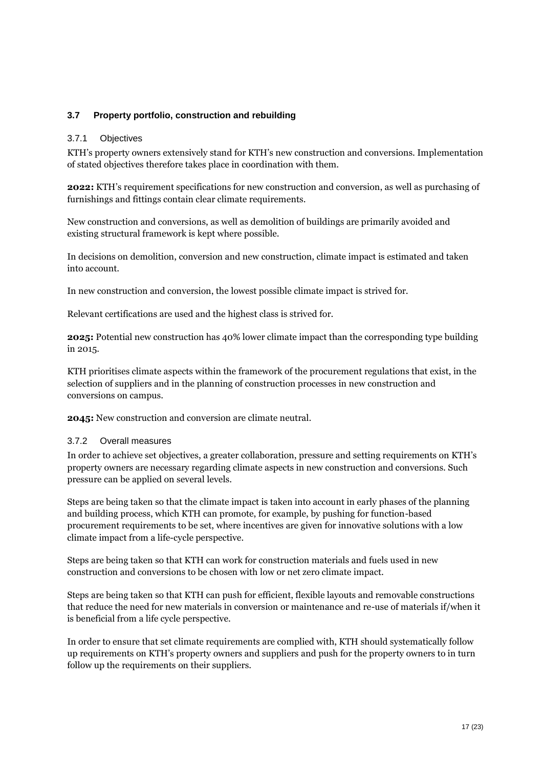### 3.7 Property portfolio, construction and rebuilding

#### 3.7.1 Objectives

KTH's property owners extensively stand for KTH's new construction and conversions. Implementation of stated objectives therefore takes place in coordination with them.

**2022:** KTH's requirement specifications for new construction and conversion, as well as purchasing of furnishings and fittings contain clear climate requirements.

New construction and conversions, as well as demolition of buildings are primarily avoided and existing structural framework is kept where possible.

In decisions on demolition, conversion and new construction, climate impact is estimated and taken into account.

In new construction and conversion, the lowest possible climate impact is strived for.

Relevant certifications are used and the highest class is strived for.

**2025:** Potential new construction has 40% lower climate impact than the corresponding type building in 2015.

KTH prioritises climate aspects within the framework of the procurement regulations that exist, in the selection of suppliers and in the planning of construction processes in new construction and conversions on campus.

**2045:** New construction and conversion are climate neutral.

#### 3.7.2 Overall measures

In order to achieve set objectives, a greater collaboration, pressure and setting requirements on KTH's property owners are necessary regarding climate aspects in new construction and conversions. Such pressure can be applied on several levels.

Steps are being taken so that the climate impact is taken into account in early phases of the planning and building process, which KTH can promote, for example, by pushing for function-based procurement requirements to be set, where incentives are given for innovative solutions with a low climate impact from a life-cycle perspective.

Steps are being taken so that KTH can work for construction materials and fuels used in new construction and conversions to be chosen with low or net zero climate impact.

Steps are being taken so that KTH can push for efficient, flexible layouts and removable constructions that reduce the need for new materials in conversion or maintenance and re-use of materials if/when it is beneficial from a life cycle perspective.

In order to ensure that set climate requirements are complied with, KTH should systematically follow up requirements on KTH's property owners and suppliers and push for the property owners to in turn follow up the requirements on their suppliers.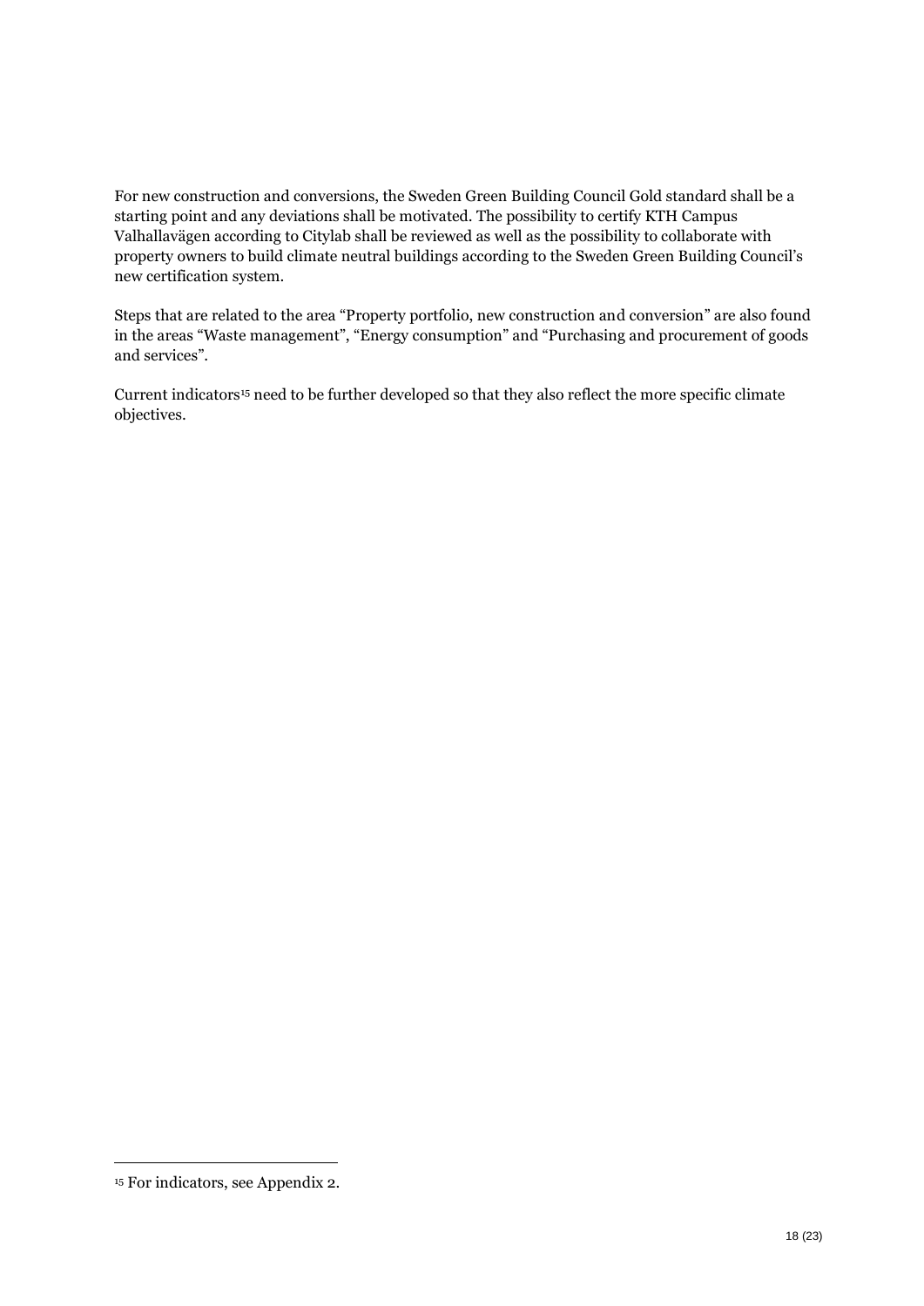For new construction and conversions, the Sweden Green Building Council Gold standard shall be a starting point and any deviations shall be motivated. The possibility to certify KTH Campus Valhallavägen according to Citylab shall be reviewed as well as the possibility to collaborate with property owners to build climate neutral buildings according to the Sweden Green Building Council's new certification system.

Steps that are related to the area "Property portfolio, new construction and conversion" are also found in the areas "Waste management", "Energy consumption" and "Purchasing and procurement of goods and services".

Current indicators[15] need to be further developed so that they also reflect the more specific climate objectives.

---

[15] For indicators, see Appendix 2.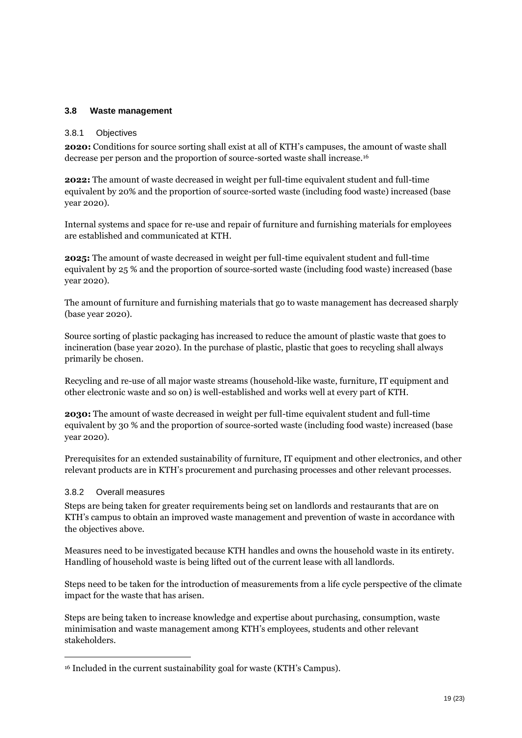### 3.8 Waste management

#### 3.8.1 Objectives

**2020:** Conditions for source sorting shall exist at all of KTH's campuses, the amount of waste shall decrease per person and the proportion of source-sorted waste shall increase.[16]

**2022:** The amount of waste decreased in weight per full-time equivalent student and full-time equivalent by 20% and the proportion of source-sorted waste (including food waste) increased (base year 2020).

Internal systems and space for re-use and repair of furniture and furnishing materials for employees are established and communicated at KTH.

**2025:** The amount of waste decreased in weight per full-time equivalent student and full-time equivalent by 25 % and the proportion of source-sorted waste (including food waste) increased (base year 2020).

The amount of furniture and furnishing materials that go to waste management has decreased sharply (base year 2020).

Source sorting of plastic packaging has increased to reduce the amount of plastic waste that goes to incineration (base year 2020). In the purchase of plastic, plastic that goes to recycling shall always primarily be chosen.

Recycling and re-use of all major waste streams (household-like waste, furniture, IT equipment and other electronic waste and so on) is well-established and works well at every part of KTH.

**2030:** The amount of waste decreased in weight per full-time equivalent student and full-time equivalent by 30 % and the proportion of source-sorted waste (including food waste) increased (base year 2020).

Prerequisites for an extended sustainability of furniture, IT equipment and other electronics, and other relevant products are in KTH's procurement and purchasing processes and other relevant processes.

#### 3.8.2 Overall measures

Steps are being taken for greater requirements being set on landlords and restaurants that are on KTH's campus to obtain an improved waste management and prevention of waste in accordance with the objectives above.

Measures need to be investigated because KTH handles and owns the household waste in its entirety. Handling of household waste is being lifted out of the current lease with all landlords.

Steps need to be taken for the introduction of measurements from a life cycle perspective of the climate impact for the waste that has arisen.

Steps are being taken to increase knowledge and expertise about purchasing, consumption, waste minimisation and waste management among KTH's employees, students and other relevant stakeholders.

---

[16] Included in the current sustainability goal for waste (KTH's Campus).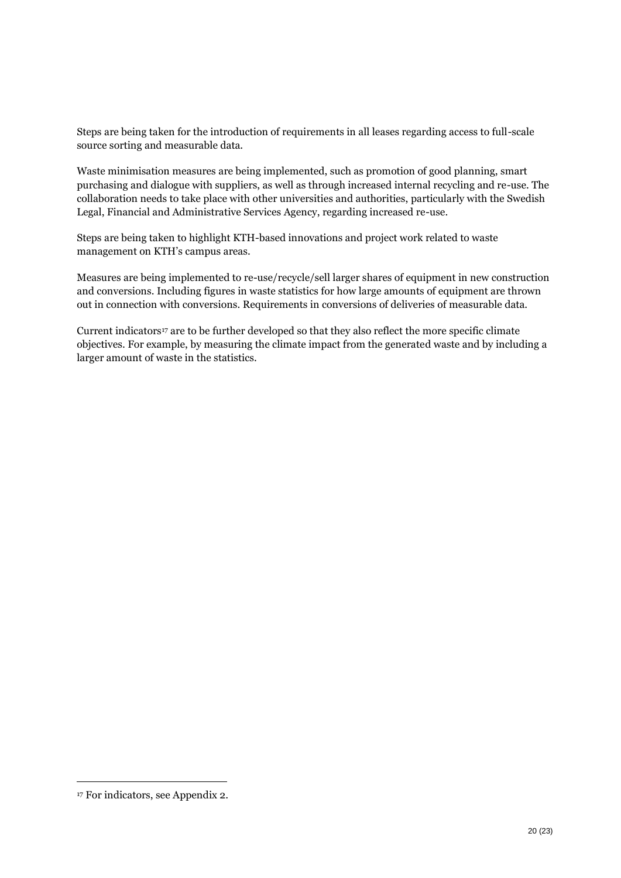Steps are being taken for the introduction of requirements in all leases regarding access to full-scale source sorting and measurable data.

Waste minimisation measures are being implemented, such as promotion of good planning, smart purchasing and dialogue with suppliers, as well as through increased internal recycling and re-use. The collaboration needs to take place with other universities and authorities, particularly with the Swedish Legal, Financial and Administrative Services Agency, regarding increased re-use.

Steps are being taken to highlight KTH-based innovations and project work related to waste management on KTH's campus areas.

Measures are being implemented to re-use/recycle/sell larger shares of equipment in new construction and conversions. Including figures in waste statistics for how large amounts of equipment are thrown out in connection with conversions. Requirements in conversions of deliveries of measurable data.

Current indicators[17] are to be further developed so that they also reflect the more specific climate objectives. For example, by measuring the climate impact from the generated waste and by including a larger amount of waste in the statistics.

---

[17] For indicators, see Appendix 2.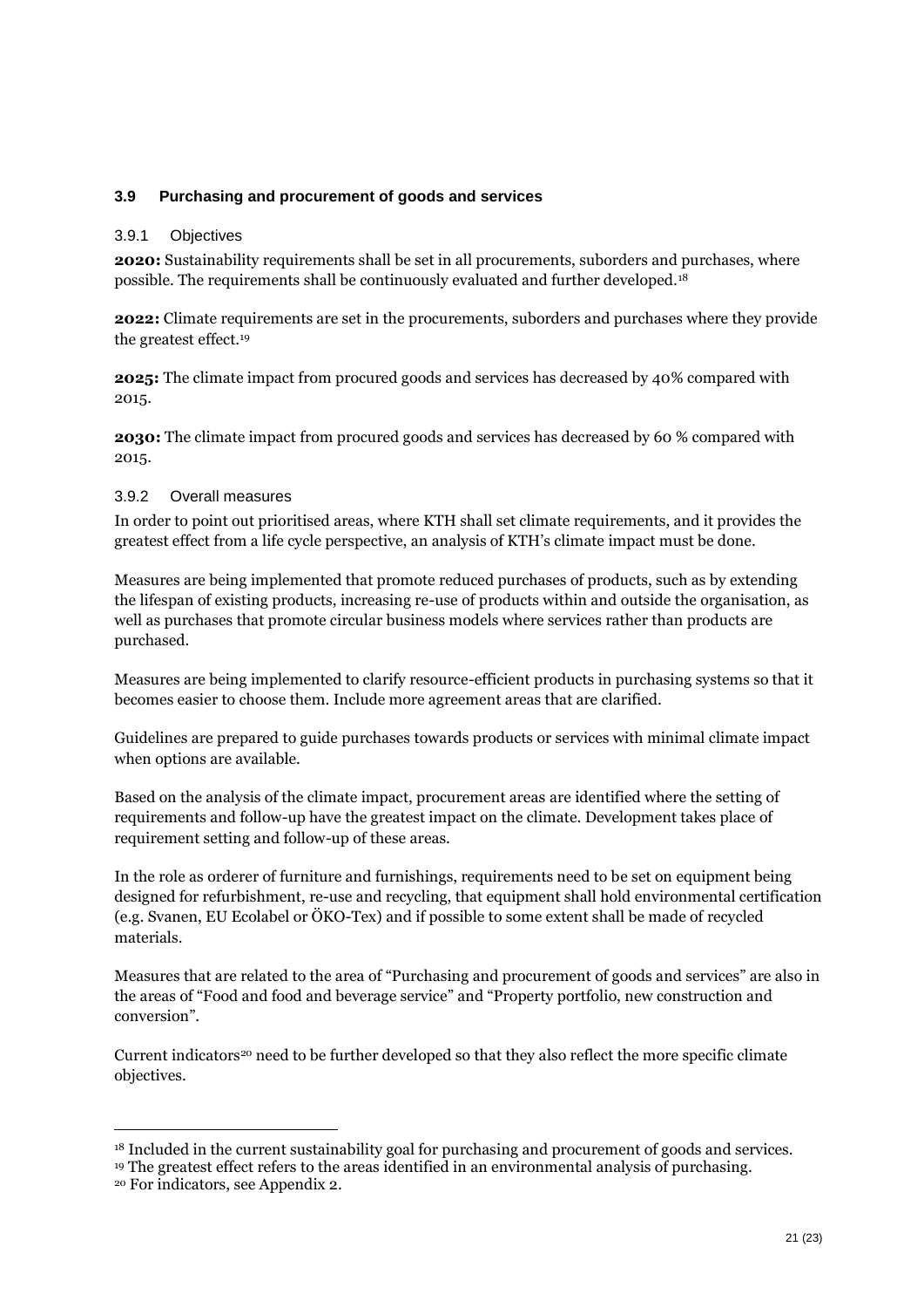### 3.9 Purchasing and procurement of goods and services

#### 3.9.1 Objectives

**2020:** Sustainability requirements shall be set in all procurements, suborders and purchases, where possible. The requirements shall be continuously evaluated and further developed.[18]

**2022:** Climate requirements are set in the procurements, suborders and purchases where they provide the greatest effect.[19]

**2025:** The climate impact from procured goods and services has decreased by 40% compared with 2015.

**2030:** The climate impact from procured goods and services has decreased by 60 % compared with 2015.

#### 3.9.2 Overall measures

In order to point out prioritised areas, where KTH shall set climate requirements, and it provides the greatest effect from a life cycle perspective, an analysis of KTH's climate impact must be done.

Measures are being implemented that promote reduced purchases of products, such as by extending the lifespan of existing products, increasing re-use of products within and outside the organisation, as well as purchases that promote circular business models where services rather than products are purchased.

Measures are being implemented to clarify resource-efficient products in purchasing systems so that it becomes easier to choose them. Include more agreement areas that are clarified.

Guidelines are prepared to guide purchases towards products or services with minimal climate impact when options are available.

Based on the analysis of the climate impact, procurement areas are identified where the setting of requirements and follow-up have the greatest impact on the climate. Development takes place of requirement setting and follow-up of these areas.

In the role as orderer of furniture and furnishings, requirements need to be set on equipment being designed for refurbishment, re-use and recycling, that equipment shall hold environmental certification (e.g. Svanen, EU Ecolabel or ÖKO-Tex) and if possible to some extent shall be made of recycled materials.

Measures that are related to the area of "Purchasing and procurement of goods and services" are also in the areas of "Food and food and beverage service" and "Property portfolio, new construction and conversion".

Current indicators[20] need to be further developed so that they also reflect the more specific climate objectives.

---

[18] Included in the current sustainability goal for purchasing and procurement of goods and services.

[19] The greatest effect refers to the areas identified in an environmental analysis of purchasing.

[20] For indicators, see Appendix 2.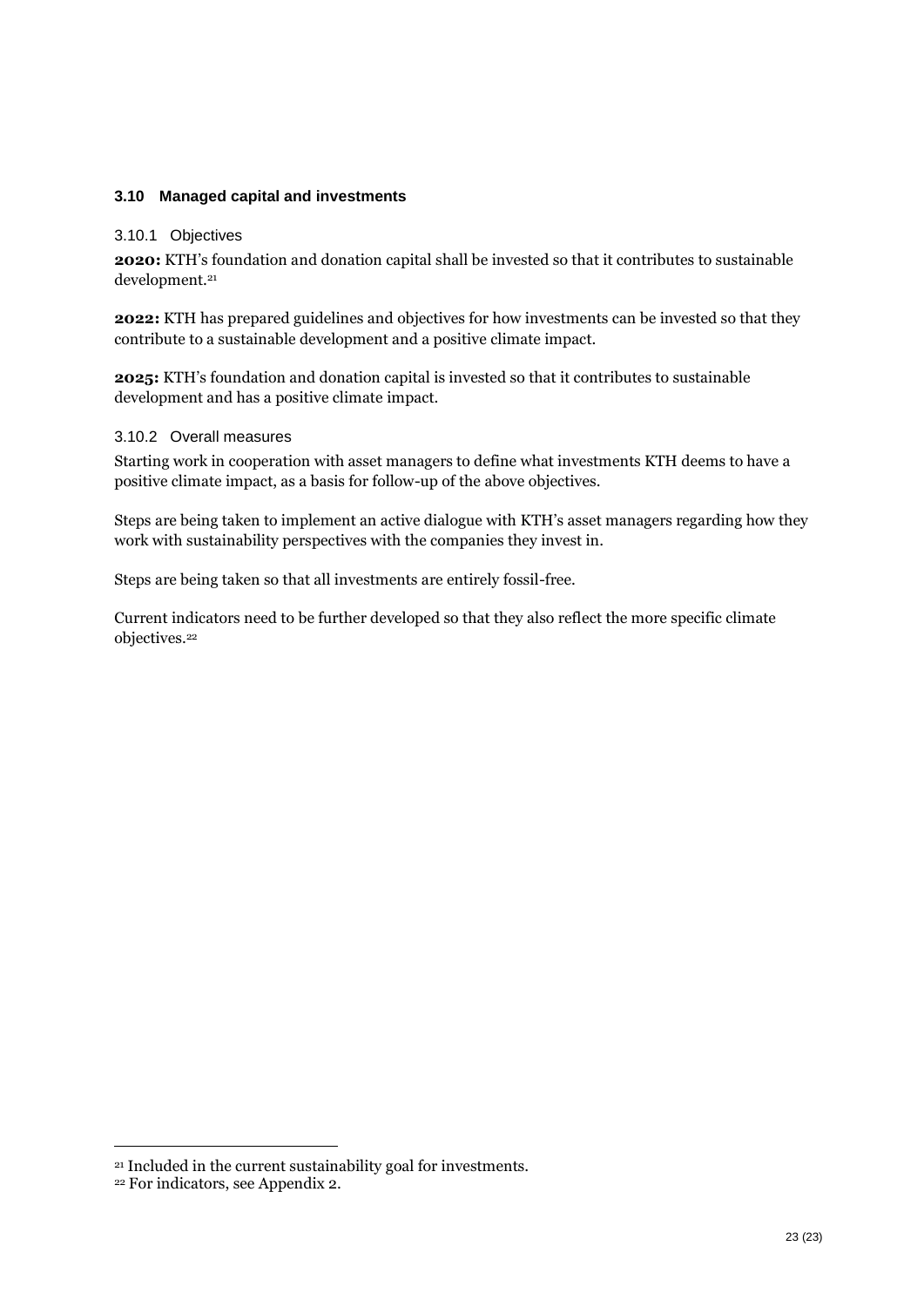## 3.10 Managed capital and investments

### 3.10.1 Objectives

**2020:** KTH's foundation and donation capital shall be invested so that it contributes to sustainable development.[21]

**2022:** KTH has prepared guidelines and objectives for how investments can be invested so that they contribute to a sustainable development and a positive climate impact.

**2025:** KTH's foundation and donation capital is invested so that it contributes to sustainable development and has a positive climate impact.

### 3.10.2 Overall measures

Starting work in cooperation with asset managers to define what investments KTH deems to have a positive climate impact, as a basis for follow-up of the above objectives.

Steps are being taken to implement an active dialogue with KTH's asset managers regarding how they work with sustainability perspectives with the companies they invest in.

Steps are being taken so that all investments are entirely fossil-free.

Current indicators need to be further developed so that they also reflect the more specific climate objectives.[22]

---

[21] Included in the current sustainability goal for investments.

[22] For indicators, see Appendix 2.